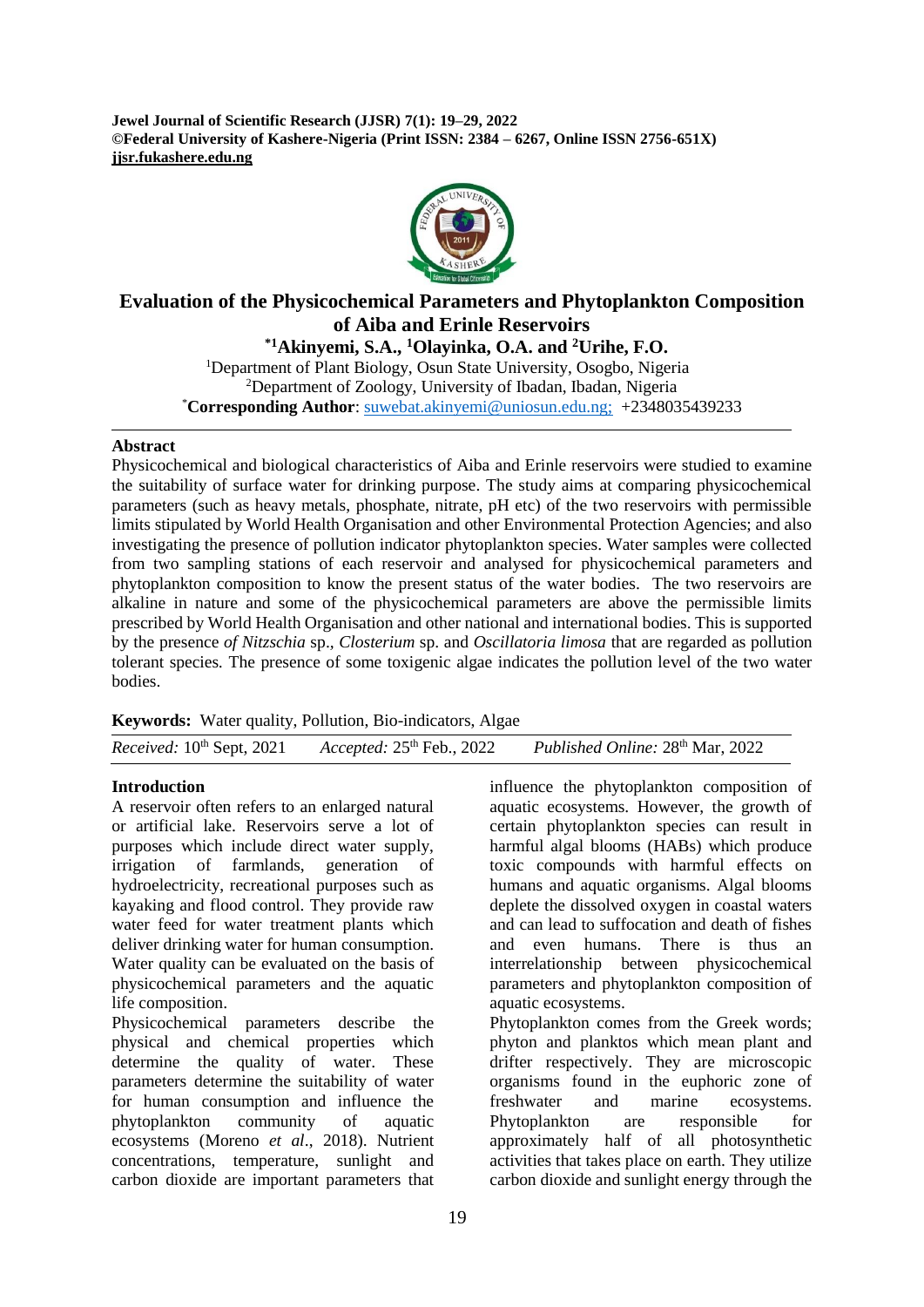# Evaluation of the Physicochemical Parameters and Phytoplankton Composition of Aiba and Erinle Reservoirs

**[*1]Akinyemi, S.A., [1]Olayinka, O.A. and [2]Urihe, F.O.**

[1]Department of Plant Biology, Osun State University, Osogbo, Nigeria
[2]Department of Zoology, University of Ibadan, Ibadan, Nigeria
[*]**Corresponding Author**: suwebat.akinyemi@uniosun.edu.ng; +2348035439233

## Abstract

Physicochemical and biological characteristics of Aiba and Erinle reservoirs were studied to examine the suitability of surface water for drinking purpose. The study aims at comparing physicochemical parameters (such as heavy metals, phosphate, nitrate, pH etc) of the two reservoirs with permissible limits stipulated by World Health Organisation and other Environmental Protection Agencies; and also investigating the presence of pollution indicator phytoplankton species. Water samples were collected from two sampling stations of each reservoir and analysed for physicochemical parameters and phytoplankton composition to know the present status of the water bodies. The two reservoirs are alkaline in nature and some of the physicochemical parameters are above the permissible limits prescribed by World Health Organisation and other national and international bodies. This is supported by the presence *of Nitzschia* sp., *Closterium* sp. and *Oscillatoria limosa* that are regarded as pollution tolerant species. The presence of some toxigenic algae indicates the pollution level of the two water bodies.

**Keywords:** Water quality, Pollution, Bio-indicators, Algae

*Received:* 10th Sept, 2021 *Accepted:* 25th Feb., 2022 *Published Online:* 28th Mar, 2022

## Introduction

A reservoir often refers to an enlarged natural or artificial lake. Reservoirs serve a lot of purposes which include direct water supply, irrigation of farmlands, generation of hydroelectricity, recreational purposes such as kayaking and flood control. They provide raw water feed for water treatment plants which deliver drinking water for human consumption. Water quality can be evaluated on the basis of physicochemical parameters and the aquatic life composition.

Physicochemical parameters describe the physical and chemical properties which determine the quality of water. These parameters determine the suitability of water for human consumption and influence the phytoplankton community of aquatic ecosystems (Moreno *et al*., 2018). Nutrient concentrations, temperature, sunlight and carbon dioxide are important parameters that influence the phytoplankton composition of aquatic ecosystems. However, the growth of certain phytoplankton species can result in harmful algal blooms (HABs) which produce toxic compounds with harmful effects on humans and aquatic organisms. Algal blooms deplete the dissolved oxygen in coastal waters and can lead to suffocation and death of fishes and even humans. There is thus an interrelationship between physicochemical parameters and phytoplankton composition of aquatic ecosystems.

Phytoplankton comes from the Greek words; phyton and planktos which mean plant and drifter respectively. They are microscopic organisms found in the euphoric zone of freshwater and marine ecosystems. Phytoplankton are responsible for approximately half of all photosynthetic activities that takes place on earth. They utilize carbon dioxide and sunlight energy through the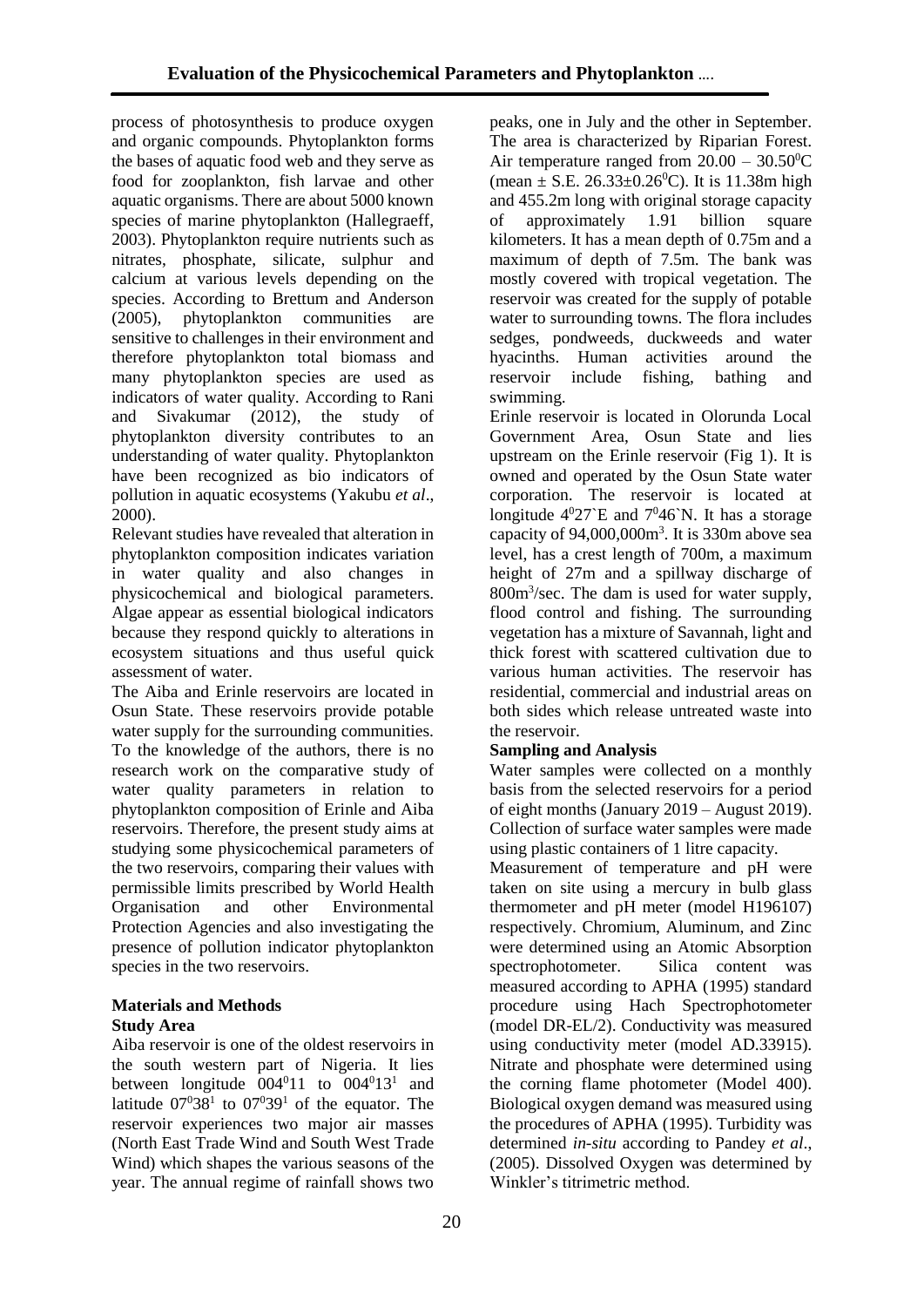process of photosynthesis to produce oxygen and organic compounds. Phytoplankton forms the bases of aquatic food web and they serve as food for zooplankton, fish larvae and other aquatic organisms. There are about 5000 known species of marine phytoplankton (Hallegraeff, 2003). Phytoplankton require nutrients such as nitrates, phosphate, silicate, sulphur and calcium at various levels depending on the species. According to Brettum and Anderson (2005), phytoplankton communities are sensitive to challenges in their environment and therefore phytoplankton total biomass and many phytoplankton species are used as indicators of water quality. According to Rani and Sivakumar (2012), the study of phytoplankton diversity contributes to an understanding of water quality. Phytoplankton have been recognized as bio indicators of pollution in aquatic ecosystems (Yakubu *et al*., 2000).

Relevant studies have revealed that alteration in phytoplankton composition indicates variation in water quality and also changes in physicochemical and biological parameters. Algae appear as essential biological indicators because they respond quickly to alterations in ecosystem situations and thus useful quick assessment of water.

The Aiba and Erinle reservoirs are located in Osun State. These reservoirs provide potable water supply for the surrounding communities. To the knowledge of the authors, there is no research work on the comparative study of water quality parameters in relation to phytoplankton composition of Erinle and Aiba reservoirs. Therefore, the present study aims at studying some physicochemical parameters of the two reservoirs, comparing their values with permissible limits prescribed by World Health Organisation and other Environmental Protection Agencies and also investigating the presence of pollution indicator phytoplankton species in the two reservoirs.

## Materials and Methods

### Study Area

Aiba reservoir is one of the oldest reservoirs in the south western part of Nigeria. It lies between longitude $004^{0}11$ to $004^{0}13^{1}$ and latitude $07^{0}38^{1}$ to $07^{0}39^{1}$ of the equator. The reservoir experiences two major air masses (North East Trade Wind and South West Trade Wind) which shapes the various seasons of the year. The annual regime of rainfall shows two peaks, one in July and the other in September. The area is characterized by Riparian Forest. Air temperature ranged from $20.00 – 30.50^{0}C$ (mean $\pm$ S.E. $26.33\pm0.26^{0}C$). It is 11.38m high and 455.2m long with original storage capacity of approximately 1.91 billion square kilometers. It has a mean depth of 0.75m and a maximum of depth of 7.5m. The bank was mostly covered with tropical vegetation. The reservoir was created for the supply of potable water to surrounding towns. The flora includes sedges, pondweeds, duckweeds and water hyacinths. Human activities around the reservoir include fishing, bathing and swimming.

Erinle reservoir is located in Olorunda Local Government Area, Osun State and lies upstream on the Erinle reservoir (Fig 1). It is owned and operated by the Osun State water corporation. The reservoir is located at longitude $4^{0}27$`E and $7^{0}46$`N. It has a storage capacity of $94,000,000m^{3}$. It is 330m above sea level, has a crest length of 700m, a maximum height of 27m and a spillway discharge of $800m^{3}$/sec. The dam is used for water supply, flood control and fishing. The surrounding vegetation has a mixture of Savannah, light and thick forest with scattered cultivation due to various human activities. The reservoir has residential, commercial and industrial areas on both sides which release untreated waste into the reservoir.

### Sampling and Analysis

Water samples were collected on a monthly basis from the selected reservoirs for a period of eight months (January 2019 – August 2019). Collection of surface water samples were made using plastic containers of 1 litre capacity.

Measurement of temperature and pH were taken on site using a mercury in bulb glass thermometer and pH meter (model H196107) respectively. Chromium, Aluminum, and Zinc were determined using an Atomic Absorption spectrophotometer. Silica content was measured according to APHA (1995) standard procedure using Hach Spectrophotometer (model DR-EL/2). Conductivity was measured using conductivity meter (model AD.33915). Nitrate and phosphate were determined using the corning flame photometer (Model 400). Biological oxygen demand was measured using the procedures of APHA (1995). Turbidity was determined *in-situ* according to Pandey *et al*., (2005). Dissolved Oxygen was determined by Winkler's titrimetric method.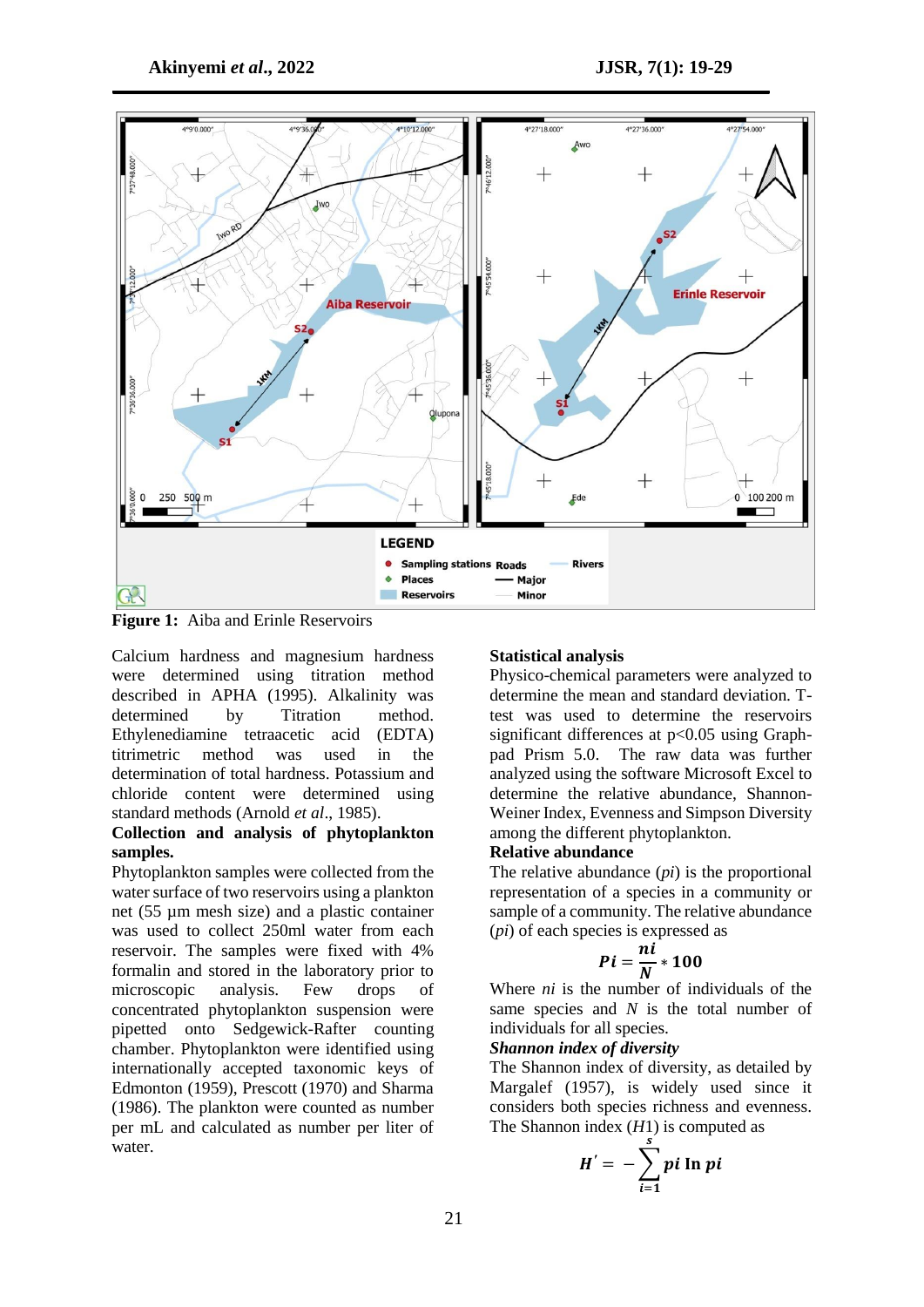**Figure 1:** Aiba and Erinle Reservoirs

Calcium hardness and magnesium hardness were determined using titration method described in APHA (1995). Alkalinity was determined by Titration method. Ethylenediamine tetraacetic acid (EDTA) titrimetric method was used in the determination of total hardness. Potassium and chloride content were determined using standard methods (Arnold *et al*., 1985).

**Collection and analysis of phytoplankton samples.**

Phytoplankton samples were collected from the water surface of two reservoirs using a plankton net (55 µm mesh size) and a plastic container was used to collect 250ml water from each reservoir. The samples were fixed with 4% formalin and stored in the laboratory prior to microscopic analysis. Few drops of concentrated phytoplankton suspension were pipetted onto Sedgewick-Rafter counting chamber. Phytoplankton were identified using internationally accepted taxonomic keys of Edmonton (1959), Prescott (1970) and Sharma (1986). The plankton were counted as number per mL and calculated as number per liter of water.

**Statistical analysis**

Physico-chemical parameters were analyzed to determine the mean and standard deviation. T-test was used to determine the reservoirs significant differences at $p<0.05$ using Graph-pad Prism 5.0. The raw data was further analyzed using the software Microsoft Excel to determine the relative abundance, Shannon-Weiner Index, Evenness and Simpson Diversity among the different phytoplankton.

**Relative abundance**

The relative abundance ($pi$) is the proportional representation of a species in a community or sample of a community. The relative abundance ($pi$) of each species is expressed as

$$Pi = \frac{ni}{N} * 100$$

Where $ni$ is the number of individuals of the same species and $N$ is the total number of individuals for all species.

***Shannon index of diversity***

The Shannon index of diversity, as detailed by Margalef (1957), is widely used since it considers both species richness and evenness. The Shannon index ($H1$) is computed as

$$H' = -\sum_{i=1}^{s} pi \ \text{In} \ pi$$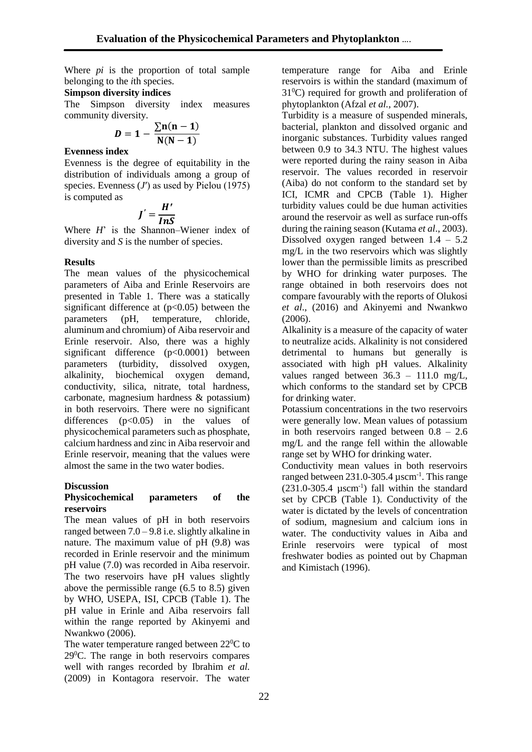Where $pi$ is the proportion of total sample belonging to the *i*th species.

**Simpson diversity indices**

The Simpson diversity index measures community diversity.

$$D = 1 - \frac{\sum n(n-1)}{N(N-1)}$$

**Evenness index**

Evenness is the degree of equitability in the distribution of individuals among a group of species. Evenness ($J'$) as used by Pielou (1975) is computed as

$$J' = \frac{H'}{InS}$$

Where $H$' is the Shannon–Wiener index of diversity and $S$ is the number of species.

**Results**

The mean values of the physicochemical parameters of Aiba and Erinle Reservoirs are presented in Table 1. There was a statically significant difference at ($p<0.05$) between the parameters (pH, temperature, chloride, aluminum and chromium) of Aiba reservoir and Erinle reservoir. Also, there was a highly significant difference ($p<0.0001$) between parameters (turbidity, dissolved oxygen, alkalinity, biochemical oxygen demand, conductivity, silica, nitrate, total hardness, carbonate, magnesium hardness & potassium) in both reservoirs. There were no significant differences ($p<0.05$) in the values of physicochemical parameters such as phosphate, calcium hardness and zinc in Aiba reservoir and Erinle reservoir, meaning that the values were almost the same in the two water bodies.

**Discussion**

**Physicochemical parameters of the reservoirs**

The mean values of pH in both reservoirs ranged between 7.0 – 9.8 i.e. slightly alkaline in nature. The maximum value of pH (9.8) was recorded in Erinle reservoir and the minimum pH value (7.0) was recorded in Aiba reservoir. The two reservoirs have pH values slightly above the permissible range (6.5 to 8.5) given by WHO, USEPA, ISI, CPCB (Table 1). The pH value in Erinle and Aiba reservoirs fall within the range reported by Akinyemi and Nwankwo (2006).

The water temperature ranged between $22^0$C to $29^0$C. The range in both reservoirs compares well with ranges recorded by Ibrahim *et al.* (2009) in Kontagora reservoir. The water temperature range for Aiba and Erinle reservoirs is within the standard (maximum of $31^0$C) required for growth and proliferation of phytoplankton (Afzal *et al.,* 2007).

Turbidity is a measure of suspended minerals, bacterial, plankton and dissolved organic and inorganic substances. Turbidity values ranged between 0.9 to 34.3 NTU. The highest values were reported during the rainy season in Aiba reservoir. The values recorded in reservoir (Aiba) do not conform to the standard set by ICI, ICMR and CPCB (Table 1). Higher turbidity values could be due human activities around the reservoir as well as surface run-offs during the raining season (Kutama *et al*., 2003).

Dissolved oxygen ranged between 1.4 – 5.2 mg/L in the two reservoirs which was slightly lower than the permissible limits as prescribed by WHO for drinking water purposes. The range obtained in both reservoirs does not compare favourably with the reports of Olukosi *et al*., (2016) and Akinyemi and Nwankwo (2006).

Alkalinity is a measure of the capacity of water to neutralize acids. Alkalinity is not considered detrimental to humans but generally is associated with high pH values. Alkalinity values ranged between 36.3 – 111.0 mg/L, which conforms to the standard set by CPCB for drinking water.

Potassium concentrations in the two reservoirs were generally low. Mean values of potassium in both reservoirs ranged between 0.8 – 2.6 mg/L and the range fell within the allowable range set by WHO for drinking water.

Conductivity mean values in both reservoirs ranged between 231.0-305.4 $\mu scm^{-1}$. This range (231.0-305.4 $\mu scm^{-1}$) fall within the standard set by CPCB (Table 1). Conductivity of the water is dictated by the levels of concentration of sodium, magnesium and calcium ions in water. The conductivity values in Aiba and Erinle reservoirs were typical of most freshwater bodies as pointed out by Chapman and Kimistach (1996).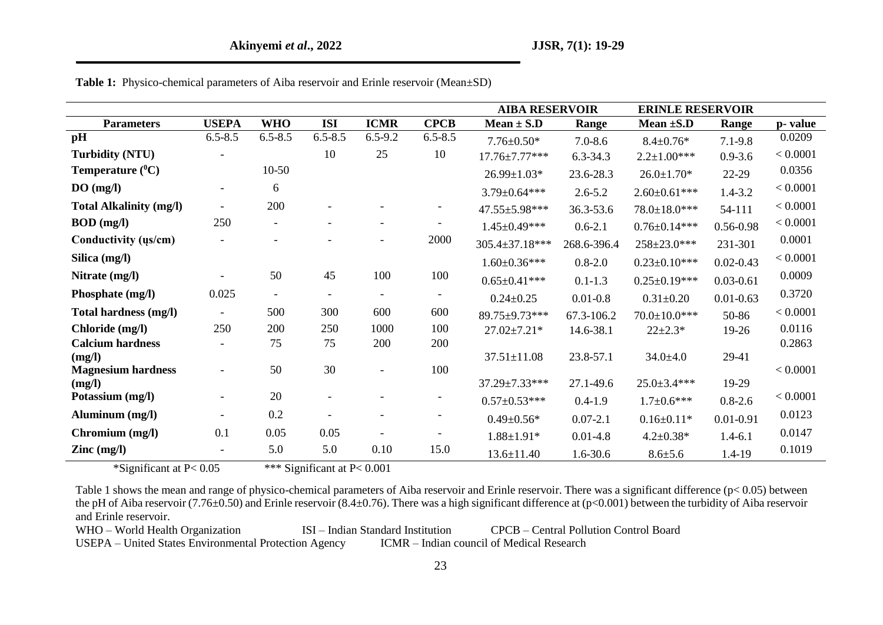**Table 1:** Physico-chemical parameters of Aiba reservoir and Erinle reservoir (Mean±SD)

| | | | | | | AIBA RESERVOIR | | ERINLE RESERVOIR | | |
|---|---|---|---|---|---|---|---|---|---|---|
| **Parameters** | **USEPA** | **WHO** | **ISI** | **ICMR** | **CPCB** | **Mean ± S.D** | **Range** | **Mean ±S.D** | **Range** | **p- value** |
| **pH** | 6.5-8.5 | 6.5-8.5 | 6.5-8.5 | 6.5-9.2 | 6.5-8.5 | 7.76±0.50* | 7.0-8.6 | 8.4±0.76* | 7.1-9.8 | 0.0209 |
| **Turbidity (NTU)** | - | | 10 | 25 | 10 | 17.76±7.77*** | 6.3-34.3 | 2.2±1.00*** | 0.9-3.6 | < 0.0001 |
| **Temperature ($^0$C)** | | 10-50 | | | | 26.99±1.03* | 23.6-28.3 | 26.0±1.70* | 22-29 | 0.0356 |
| **DO (mg/l)** | - | 6 | | | | 3.79±0.64*** | 2.6-5.2 | 2.60±0.61*** | 1.4-3.2 | < 0.0001 |
| **Total Alkalinity (mg/l)** | - | 200 | - | - | - | 47.55±5.98*** | 36.3-53.6 | 78.0±18.0*** | 54-111 | < 0.0001 |
| **BOD (mg/l)** | 250 | - | - | - | - | 1.45±0.49*** | 0.6-2.1 | 0.76±0.14*** | 0.56-0.98 | < 0.0001 |
| **Conductivity (ųs/cm)** | - | - | - | - | 2000 | 305.4±37.18*** | 268.6-396.4 | 258±23.0*** | 231-301 | 0.0001 |
| **Silica (mg/l)** | | | | | | 1.60±0.36*** | 0.8-2.0 | 0.23±0.10*** | 0.02-0.43 | < 0.0001 |
| **Nitrate (mg/l)** | - | 50 | 45 | 100 | 100 | 0.65±0.41*** | 0.1-1.3 | 0.25±0.19*** | 0.03-0.61 | 0.0009 |
| **Phosphate (mg/l)** | 0.025 | - | - | - | - | 0.24±0.25 | 0.01-0.8 | 0.31±0.20 | 0.01-0.63 | 0.3720 |
| **Total hardness (mg/l)** | - | 500 | 300 | 600 | 600 | 89.75±9.73*** | 67.3-106.2 | 70.0±10.0*** | 50-86 | < 0.0001 |
| **Chloride (mg/l)** | 250 | 200 | 250 | 1000 | 100 | 27.02±7.21* | 14.6-38.1 | 22±2.3* | 19-26 | 0.0116 |
| **Calcium hardness (mg/l)** | - | 75 | 75 | 200 | 200 | 37.51±11.08 | 23.8-57.1 | 34.0±4.0 | 29-41 | 0.2863 |
| **Magnesium hardness (mg/l)** | - | 50 | 30 | - | 100 | 37.29±7.33*** | 27.1-49.6 | 25.0±3.4*** | 19-29 | < 0.0001 |
| **Potassium (mg/l)** | - | 20 | - | - | - | 0.57±0.53*** | 0.4-1.9 | 1.7±0.6*** | 0.8-2.6 | < 0.0001 |
| **Aluminum (mg/l)** | - | 0.2 | - | - | - | 0.49±0.56* | 0.07-2.1 | 0.16±0.11* | 0.01-0.91 | 0.0123 |
| **Chromium (mg/l)** | 0.1 | 0.05 | 0.05 | - | - | 1.88±1.91* | 0.01-4.8 | 4.2±0.38* | 1.4-6.1 | 0.0147 |
| **Zinc (mg/l)** | - | 5.0 | 5.0 | 0.10 | 15.0 | 13.6±11.40 | 1.6-30.6 | 8.6±5.6 | 1.4-19 | 0.1019 |

*Significant at P< 0.05 *** Significant at P< 0.001

Table 1 shows the mean and range of physico-chemical parameters of Aiba reservoir and Erinle reservoir. There was a significant difference ($p < 0.05$) between the pH of Aiba reservoir (7.76±0.50) and Erinle reservoir (8.4±0.76). There was a high significant difference at ($p<0.001$) between the turbidity of Aiba reservoir and Erinle reservoir.

WHO – World Health Organization ISI – Indian Standard Institution CPCB – Central Pollution Control Board
USEPA – United States Environmental Protection Agency ICMR – Indian council of Medical Research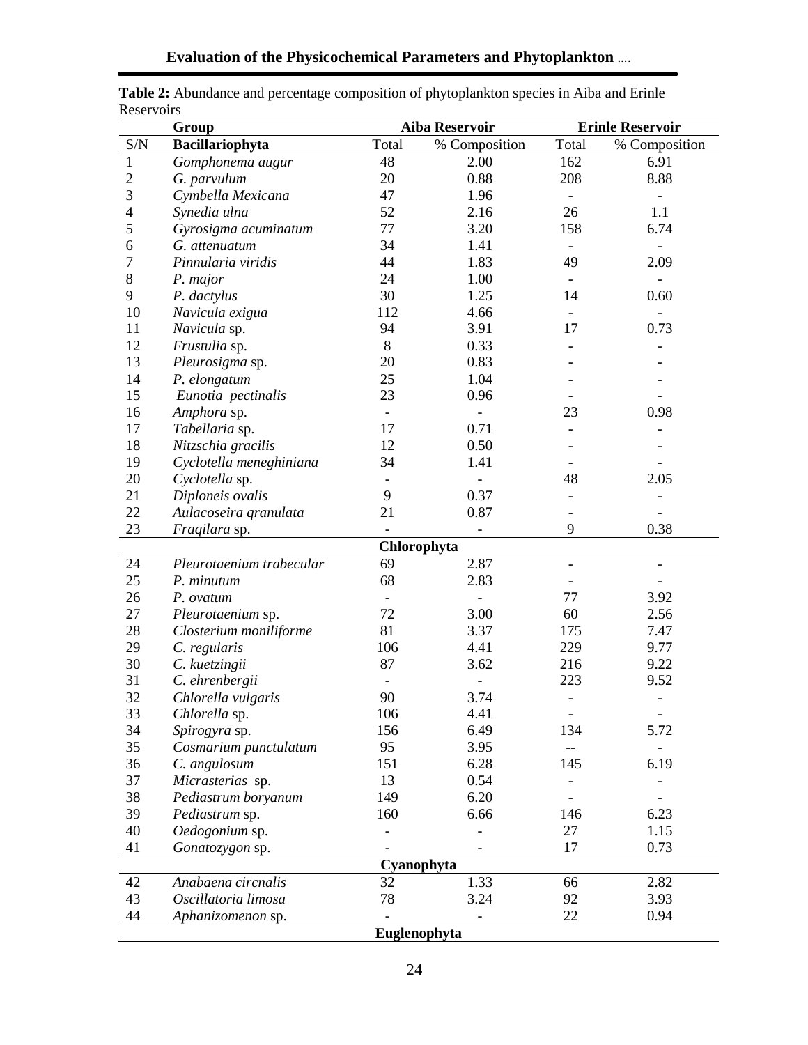**Table 2:** Abundance and percentage composition of phytoplankton species in Aiba and Erinle Reservoirs

| | Group | Aiba Reservoir | | Erinle Reservoir | |
|---|---|---|---|---|---|
| S/N | **Bacillariophyta** | Total | % Composition | Total | % Composition |
| 1 | *Gomphonema augur* | 48 | 2.00 | 162 | 6.91 |
| 2 | *G. parvulum* | 20 | 0.88 | 208 | 8.88 |
| 3 | *Cymbella Mexicana* | 47 | 1.96 | - | - |
| 4 | *Synedia ulna* | 52 | 2.16 | 26 | 1.1 |
| 5 | *Gyrosigma acuminatum* | 77 | 3.20 | 158 | 6.74 |
| 6 | *G. attenuatum* | 34 | 1.41 | - | - |
| 7 | *Pinnularia viridis* | 44 | 1.83 | 49 | 2.09 |
| 8 | *P. major* | 24 | 1.00 | - | - |
| 9 | *P. dactylus* | 30 | 1.25 | 14 | 0.60 |
| 10 | *Navicula exigua* | 112 | 4.66 | - | - |
| 11 | *Navicula* sp. | 94 | 3.91 | 17 | 0.73 |
| 12 | *Frustulia* sp. | 8 | 0.33 | - | - |
| 13 | *Pleurosigma* sp. | 20 | 0.83 | - | - |
| 14 | *P. elongatum* | 25 | 1.04 | - | - |
| 15 | *Eunotia pectinalis* | 23 | 0.96 | - | - |
| 16 | *Amphora* sp. | - | - | 23 | 0.98 |
| 17 | *Tabellaria* sp. | 17 | 0.71 | - | - |
| 18 | *Nitzschia gracilis* | 12 | 0.50 | - | - |
| 19 | *Cyclotella meneghiniana* | 34 | 1.41 | - | - |
| 20 | *Cyclotella* sp. | - | - | 48 | 2.05 |
| 21 | *Diploneis ovalis* | 9 | 0.37 | - | - |
| 22 | *Aulacoseira qranulata* | 21 | 0.87 | - | - |
| 23 | *Fraqilara* sp. | - | - | 9 | 0.38 |
| | **Chlorophyta** | | | | |
| 24 | *Pleurotaenium trabecular* | 69 | 2.87 | - | - |
| 25 | *P. minutum* | 68 | 2.83 | - | - |
| 26 | *P. ovatum* | - | - | 77 | 3.92 |
| 27 | *Pleurotaenium* sp. | 72 | 3.00 | 60 | 2.56 |
| 28 | *Closterium moniliforme* | 81 | 3.37 | 175 | 7.47 |
| 29 | *C. regularis* | 106 | 4.41 | 229 | 9.77 |
| 30 | *C. kuetzingii* | 87 | 3.62 | 216 | 9.22 |
| 31 | *C. ehrenbergii* | - | - | 223 | 9.52 |
| 32 | *Chlorella vulgaris* | 90 | 3.74 | - | - |
| 33 | *Chlorella* sp. | 106 | 4.41 | - | - |
| 34 | *Spirogyra* sp. | 156 | 6.49 | 134 | 5.72 |
| 35 | *Cosmarium punctulatum* | 95 | 3.95 | -- | - |
| 36 | *C. angulosum* | 151 | 6.28 | 145 | 6.19 |
| 37 | *Micrasterias* sp. | 13 | 0.54 | - | - |
| 38 | *Pediastrum boryanum* | 149 | 6.20 | - | - |
| 39 | *Pediastrum* sp. | 160 | 6.66 | 146 | 6.23 |
| 40 | *Oedogonium* sp. | - | - | 27 | 1.15 |
| 41 | *Gonatozygon* sp. | - | - | 17 | 0.73 |
| | **Cyanophyta** | | | | |
| 42 | *Anabaena circnalis* | 32 | 1.33 | 66 | 2.82 |
| 43 | *Oscillatoria limosa* | 78 | 3.24 | 92 | 3.93 |
| 44 | *Aphanizomenon* sp. | - | - | 22 | 0.94 |
| | **Euglenophyta** | | | | |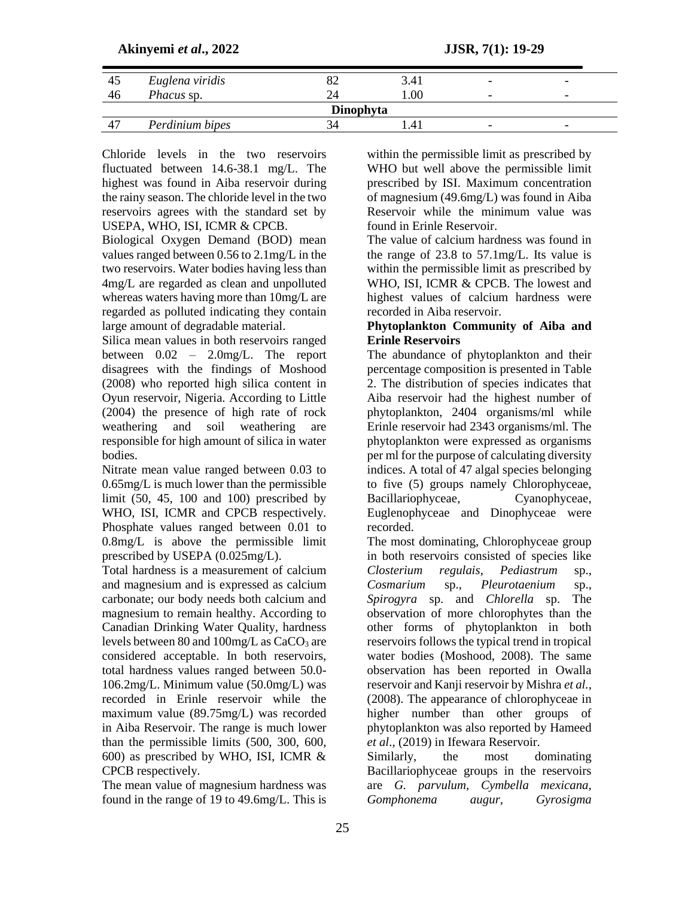| 45 | *Euglena viridis* | 82 | 3.41 | - | - |
|---|---|---|---|---|---|
| 46 | *Phacus* sp. | 24 | 1.00 | - | - |
| | | **Dinophyta** | | | |
| 47 | *Perdinium bipes* | 34 | 1.41 | - | - |

Chloride levels in the two reservoirs fluctuated between 14.6-38.1 mg/L. The highest was found in Aiba reservoir during the rainy season. The chloride level in the two reservoirs agrees with the standard set by USEPA, WHO, ISI, ICMR & CPCB.

Biological Oxygen Demand (BOD) mean values ranged between 0.56 to 2.1mg/L in the two reservoirs. Water bodies having less than 4mg/L are regarded as clean and unpolluted whereas waters having more than 10mg/L are regarded as polluted indicating they contain large amount of degradable material.

Silica mean values in both reservoirs ranged between 0.02 – 2.0mg/L. The report disagrees with the findings of Moshood (2008) who reported high silica content in Oyun reservoir, Nigeria. According to Little (2004) the presence of high rate of rock weathering and soil weathering are responsible for high amount of silica in water bodies.

Nitrate mean value ranged between 0.03 to 0.65mg/L is much lower than the permissible limit (50, 45, 100 and 100) prescribed by WHO, ISI, ICMR and CPCB respectively. Phosphate values ranged between 0.01 to 0.8mg/L is above the permissible limit prescribed by USEPA (0.025mg/L).

Total hardness is a measurement of calcium and magnesium and is expressed as calcium carbonate; our body needs both calcium and magnesium to remain healthy. According to Canadian Drinking Water Quality, hardness levels between 80 and 100mg/L as $CaCO_3$ are considered acceptable. In both reservoirs, total hardness values ranged between 50.0-106.2mg/L. Minimum value (50.0mg/L) was recorded in Erinle reservoir while the maximum value (89.75mg/L) was recorded in Aiba Reservoir. The range is much lower than the permissible limits (500, 300, 600, 600) as prescribed by WHO, ISI, ICMR & CPCB respectively.

The mean value of magnesium hardness was found in the range of 19 to 49.6mg/L. This is within the permissible limit as prescribed by WHO but well above the permissible limit prescribed by ISI. Maximum concentration of magnesium (49.6mg/L) was found in Aiba Reservoir while the minimum value was found in Erinle Reservoir.

The value of calcium hardness was found in the range of 23.8 to 57.1mg/L. Its value is within the permissible limit as prescribed by WHO, ISI, ICMR & CPCB. The lowest and highest values of calcium hardness were recorded in Aiba reservoir.

**Phytoplankton Community of Aiba and Erinle Reservoirs**

The abundance of phytoplankton and their percentage composition is presented in Table 2. The distribution of species indicates that Aiba reservoir had the highest number of phytoplankton, 2404 organisms/ml while Erinle reservoir had 2343 organisms/ml. The phytoplankton were expressed as organisms per ml for the purpose of calculating diversity indices. A total of 47 algal species belonging to five (5) groups namely Chlorophyceae, Bacillariophyceae, Cyanophyceae, Euglenophyceae and Dinophyceae were recorded.

The most dominating, Chlorophyceae group in both reservoirs consisted of species like *Closterium regulais*, *Pediastrum* sp., *Cosmarium* sp., *Pleurotaenium* sp., *Spirogyra* sp. and *Chlorella* sp. The observation of more chlorophytes than the other forms of phytoplankton in both reservoirs follows the typical trend in tropical water bodies (Moshood, 2008). The same observation has been reported in Owalla reservoir and Kanji reservoir by Mishra *et al.*, (2008). The appearance of chlorophyceae in higher number than other groups of phytoplankton was also reported by Hameed *et al*., (2019) in Ifewara Reservoir.

Similarly, the most dominating Bacillariophyceae groups in the reservoirs are *G. parvulum*, *Cymbella mexicana*, *Gomphonema augur*, *Gyrosigma*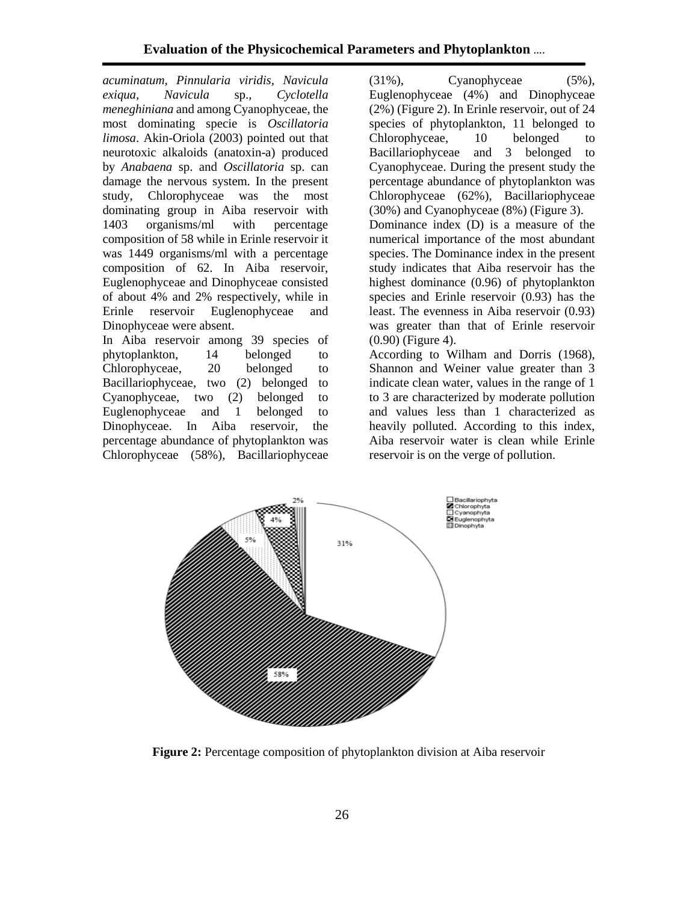*acuminatum, Pinnularia viridis, Navicula exiqua, Navicula* sp., *Cyclotella meneghiniana* and among Cyanophyceae, the most dominating specie is *Oscillatoria limosa*. Akin-Oriola (2003) pointed out that neurotoxic alkaloids (anatoxin-a) produced by *Anabaena* sp. and *Oscillatoria* sp. can damage the nervous system. In the present study, Chlorophyceae was the most dominating group in Aiba reservoir with 1403 organisms/ml with percentage composition of 58 while in Erinle reservoir it was 1449 organisms/ml with a percentage composition of 62. In Aiba reservoir, Euglenophyceae and Dinophyceae consisted of about 4% and 2% respectively, while in Erinle reservoir Euglenophyceae and Dinophyceae were absent.

In Aiba reservoir among 39 species of phytoplankton, 14 belonged to Chlorophyceae, 20 belonged to Bacillariophyceae, two (2) belonged to Cyanophyceae, two (2) belonged to Euglenophyceae and 1 belonged to Dinophyceae. In Aiba reservoir, the percentage abundance of phytoplankton was Chlorophyceae (58%), Bacillariophyceae (31%), Cyanophyceae (5%), Euglenophyceae (4%) and Dinophyceae (2%) (Figure 2). In Erinle reservoir, out of 24 species of phytoplankton, 11 belonged to Chlorophyceae, 10 belonged to Bacillariophyceae and 3 belonged to Cyanophyceae. During the present study the percentage abundance of phytoplankton was Chlorophyceae (62%), Bacillariophyceae (30%) and Cyanophyceae (8%) (Figure 3).

Dominance index (D) is a measure of the numerical importance of the most abundant species. The Dominance index in the present study indicates that Aiba reservoir has the highest dominance (0.96) of phytoplankton species and Erinle reservoir (0.93) has the least. The evenness in Aiba reservoir (0.93) was greater than that of Erinle reservoir (0.90) (Figure 4).

According to Wilham and Dorris (1968), Shannon and Weiner value greater than 3 indicate clean water, values in the range of 1 to 3 are characterized by moderate pollution and values less than 1 characterized as heavily polluted. According to this index, Aiba reservoir water is clean while Erinle reservoir is on the verge of pollution.

**Figure 2:** Percentage composition of phytoplankton division at Aiba reservoir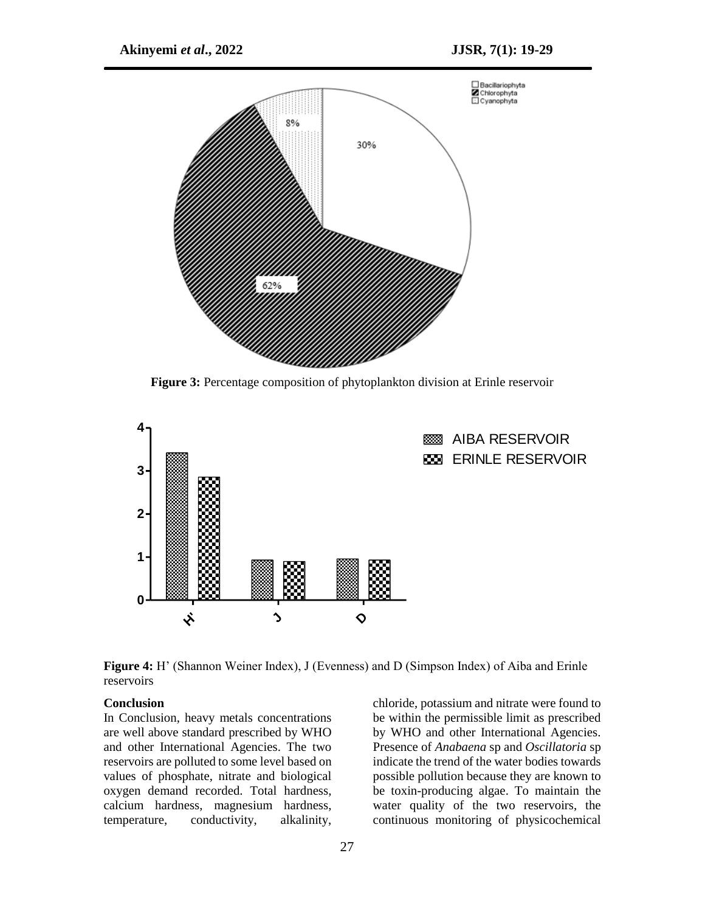**Figure 3:** Percentage composition of phytoplankton division at Erinle reservoir

**Figure 4:** H' (Shannon Weiner Index), J (Evenness) and D (Simpson Index) of Aiba and Erinle reservoirs

### Conclusion

In Conclusion, heavy metals concentrations are well above standard prescribed by WHO and other International Agencies. The two reservoirs are polluted to some level based on values of phosphate, nitrate and biological oxygen demand recorded. Total hardness, calcium hardness, magnesium hardness, temperature, conductivity, alkalinity, chloride, potassium and nitrate were found to be within the permissible limit as prescribed by WHO and other International Agencies. Presence of *Anabaena* sp and *Oscillatoria* sp indicate the trend of the water bodies towards possible pollution because they are known to be toxin-producing algae. To maintain the water quality of the two reservoirs, the continuous monitoring of physicochemical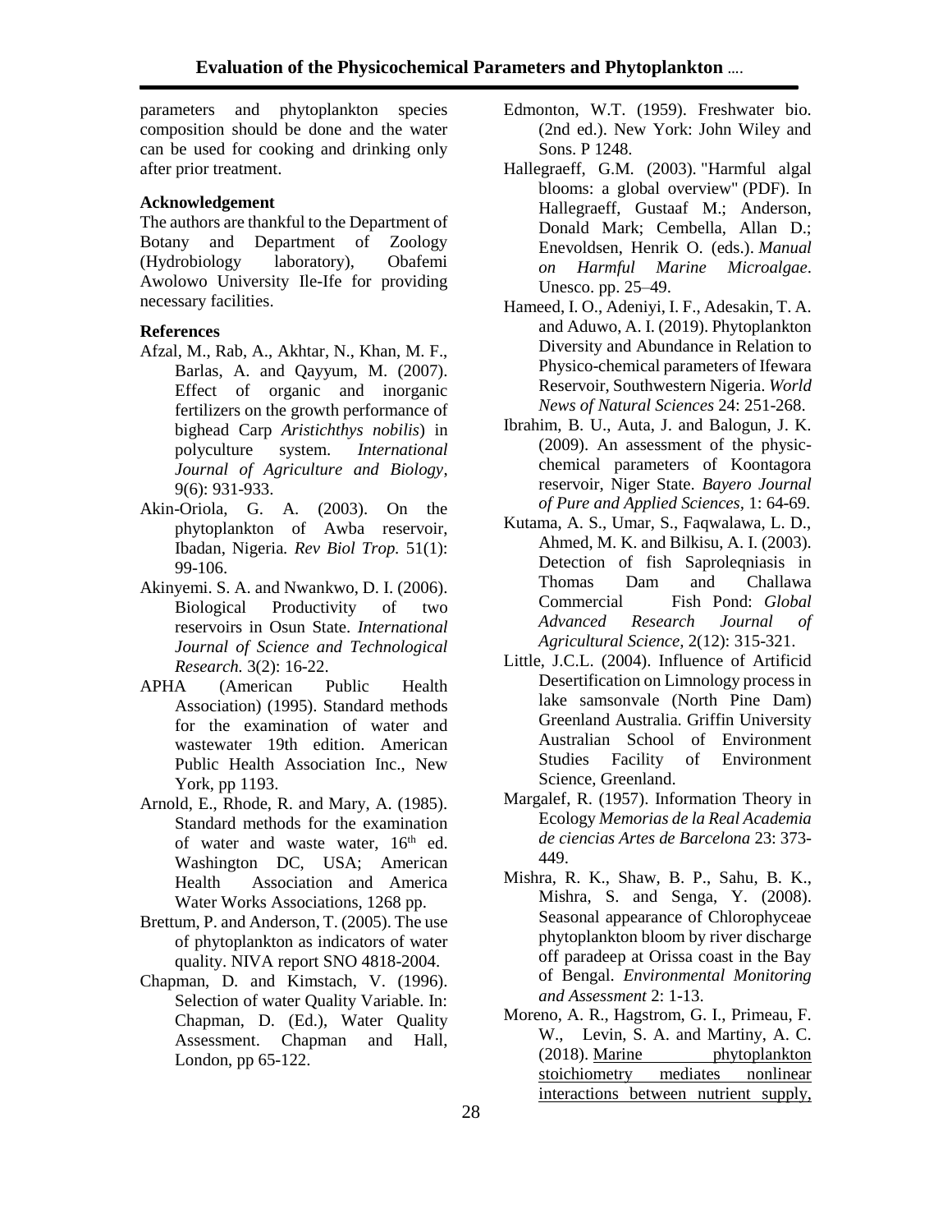parameters and phytoplankton species composition should be done and the water can be used for cooking and drinking only after prior treatment.

**Acknowledgement**

The authors are thankful to the Department of Botany and Department of Zoology (Hydrobiology laboratory), Obafemi Awolowo University Ile-Ife for providing necessary facilities.

**References**

Afzal, M., Rab, A., Akhtar, N., Khan, M. F., Barlas, A. and Qayyum, M. (2007). Effect of organic and inorganic fertilizers on the growth performance of bighead Carp *Aristichthys nobilis*) in polyculture system. *International Journal of Agriculture and Biology*, 9(6): 931-933.

Akin-Oriola, G. A. (2003). On the phytoplankton of Awba reservoir, Ibadan, Nigeria*. Rev Biol Trop.* 51(1): 99-106.

Akinyemi. S. A. and Nwankwo, D. I. (2006). Biological Productivity of two reservoirs in Osun State. *International Journal of Science and Technological Research.* 3(2): 16-22.

APHA (American Public Health Association) (1995). Standard methods for the examination of water and wastewater 19th edition. American Public Health Association Inc., New York, pp 1193.

Arnold, E., Rhode, R. and Mary, A. (1985). Standard methods for the examination of water and waste water, 16th ed. Washington DC, USA; American Health Association and America Water Works Associations, 1268 pp.

Brettum, P. and Anderson, T. (2005). The use of phytoplankton as indicators of water quality. NIVA report SNO 4818-2004.

Chapman, D. and Kimstach, V. (1996). Selection of water Quality Variable. In: Chapman, D. (Ed.), Water Quality Assessment. Chapman and Hall, London, pp 65-122.

Edmonton, W.T. (1959). Freshwater bio. (2nd ed.). New York: John Wiley and Sons. P 1248.

Hallegraeff, G.M. (2003). "Harmful algal blooms: a global overview" (PDF). In Hallegraeff, Gustaaf M.; Anderson, Donald Mark; Cembella, Allan D.; Enevoldsen, Henrik O. (eds.). *Manual on Harmful Marine Microalgae*. Unesco. pp. 25–49.

Hameed, I. O., Adeniyi, I. F., Adesakin, T. A. and Aduwo, A. I. (2019). Phytoplankton Diversity and Abundance in Relation to Physico-chemical parameters of Ifewara Reservoir, Southwestern Nigeria. *World News of Natural Sciences* 24: 251-268.

Ibrahim, B. U., Auta, J. and Balogun, J. K. (2009). An assessment of the physic-chemical parameters of Koontagora reservoir, Niger State. *Bayero Journal of Pure and Applied Sciences,* 1: 64-69.

Kutama, A. S., Umar, S., Faqwalawa, L. D., Ahmed, M. K. and Bilkisu, A. I. (2003). Detection of fish Saproleqniasis in Thomas Dam and Challawa Commercial Fish Pond: *Global Advanced Research Journal of Agricultural Science,* 2(12): 315-321.

Little, J.C.L. (2004). Influence of Artificid Desertification on Limnology process in lake samsonvale (North Pine Dam) Greenland Australia. Griffin University Australian School of Environment Studies Facility of Environment Science, Greenland.

Margalef, R. (1957). Information Theory in Ecology *Memorias de la Real Academia de ciencias Artes de Barcelona* 23: 373-449.

Mishra, R. K., Shaw, B. P., Sahu, B. K., Mishra, S. and Senga, Y. (2008). Seasonal appearance of Chlorophyceae phytoplankton bloom by river discharge off paradeep at Orissa coast in the Bay of Bengal. *Environmental Monitoring and Assessment* 2: 1-13.

Moreno, A. R., Hagstrom, G. I., Primeau, F. W., Levin, S. A. and Martiny, A. C. (2018). Marine phytoplankton stoichiometry mediates nonlinear interactions between nutrient supply,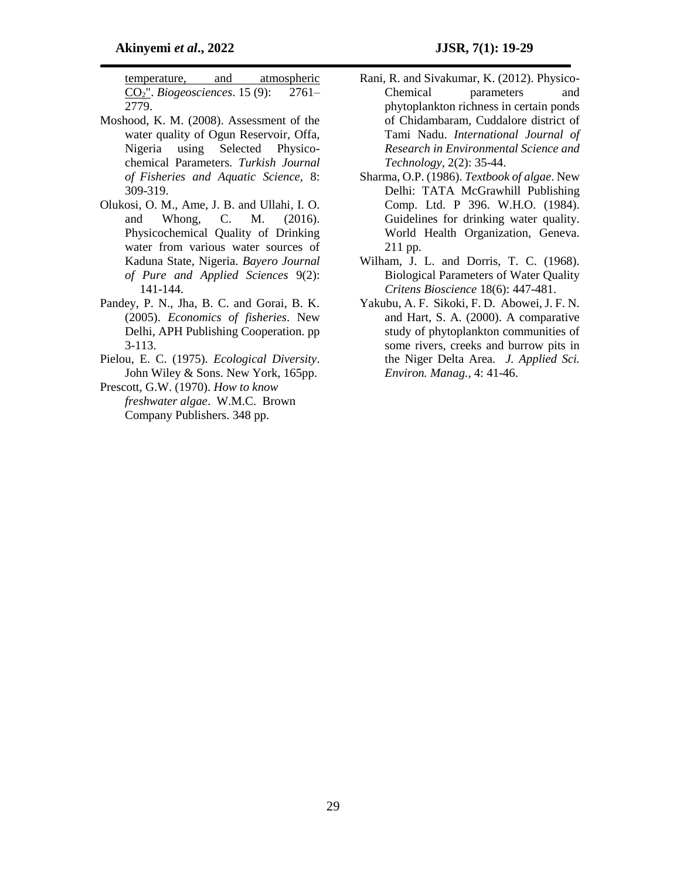temperature, and atmospheric $CO_2$". *Biogeosciences*. 15 (9): 2761–2779.

Moshood, K. M. (2008). Assessment of the water quality of Ogun Reservoir, Offa, Nigeria using Selected Physico-chemical Parameters. *Turkish Journal of Fisheries and Aquatic Science,* 8: 309-319.

Olukosi, O. M., Ame, J. B. and Ullahi, I. O. and Whong, C. M. (2016). Physicochemical Quality of Drinking water from various water sources of Kaduna State, Nigeria. *Bayero Journal of Pure and Applied Sciences* 9(2): 141-144.

Pandey, P. N., Jha, B. C. and Gorai, B. K. (2005). *Economics of fisheries*. New Delhi, APH Publishing Cooperation. pp 3-113.

Pielou, E. C. (1975). *Ecological Diversity*. John Wiley & Sons. New York, 165pp.

Prescott, G.W. (1970). *How to know freshwater algae*. W.M.C. Brown Company Publishers. 348 pp.

Rani, R. and Sivakumar, K. (2012). Physico-Chemical parameters and phytoplankton richness in certain ponds of Chidambaram, Cuddalore district of Tami Nadu. *International Journal of Research in Environmental Science and Technology*, 2(2): 35-44.

Sharma, O.P. (1986). *Textbook of algae*. New Delhi: TATA McGrawhill Publishing Comp. Ltd. P 396. W.H.O. (1984). Guidelines for drinking water quality. World Health Organization, Geneva. 211 pp.

Wilham, J. L. and Dorris, T. C. (1968). Biological Parameters of Water Quality *Critens Bioscience* 18(6): 447-481.

Yakubu, A. F. Sikoki, F. D. Abowei, J. F. N. and Hart, S. A. (2000). A comparative study of phytoplankton communities of some rivers, creeks and burrow pits in the Niger Delta Area. *J. Applied Sci. Environ. Manag.*, 4: 41-46.